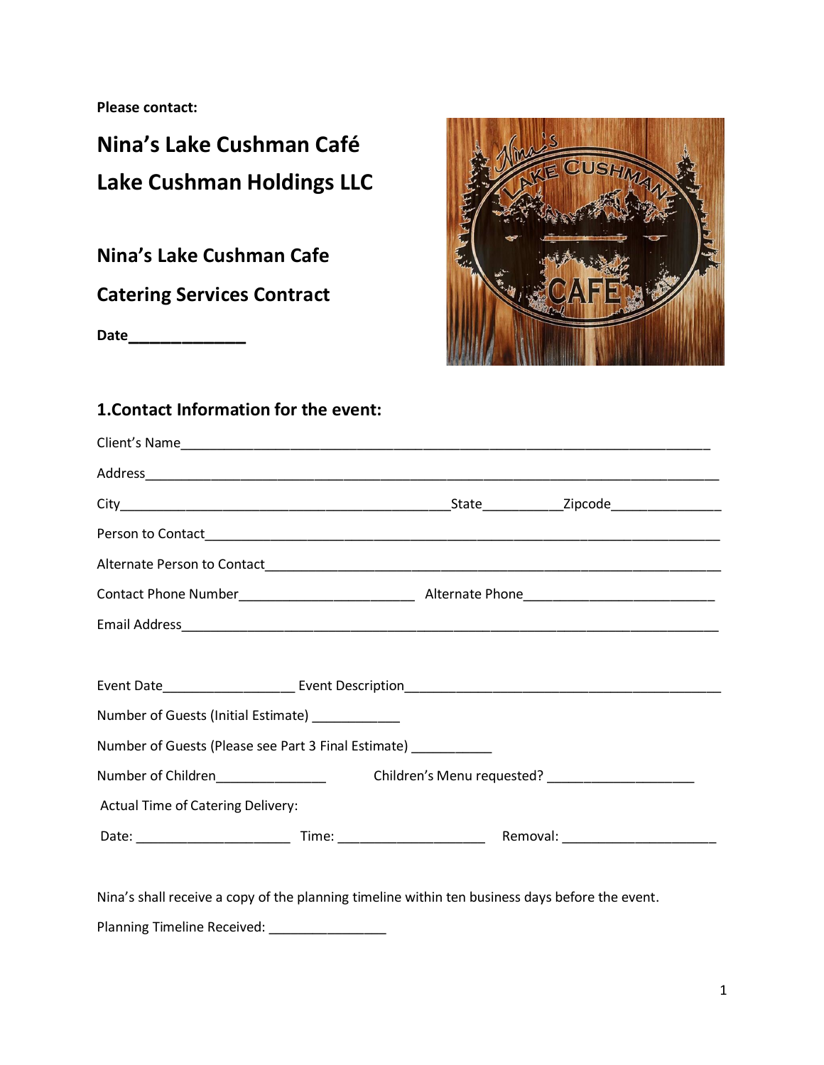**Please contact:**

# Nina's Lake Cushman Café

# Lake Cushman Holdings LLC

## Nina's Lake Cushman Cafe

## Catering Services Contract

**Date**______________

## 1.Contact Information for the event:

Client's Name___________________________________________________________________________

Address_______________________________________________________________________________

City_____________________________________________State__________Zipcode_______________

Person to Contact_______________________________________________________________________

Alternate Person to Contact______________________________________________________________

Contact Phone Number________________________ Alternate Phone__________________________

Email Address___________________________________________________________________________

Event Date_________________ Event Description_____________________________________________

Number of Guests (Initial Estimate) ___________

Number of Guests (Please see Part 3 Final Estimate) __________

Number of Children_______________ Children's Menu requested? ___________________

Actual Time of Catering Delivery:

Date: ____________________ Time: ___________________ Removal: ____________________

Nina's shall receive a copy of the planning timeline within ten business days before the event.

Planning Timeline Received: _______________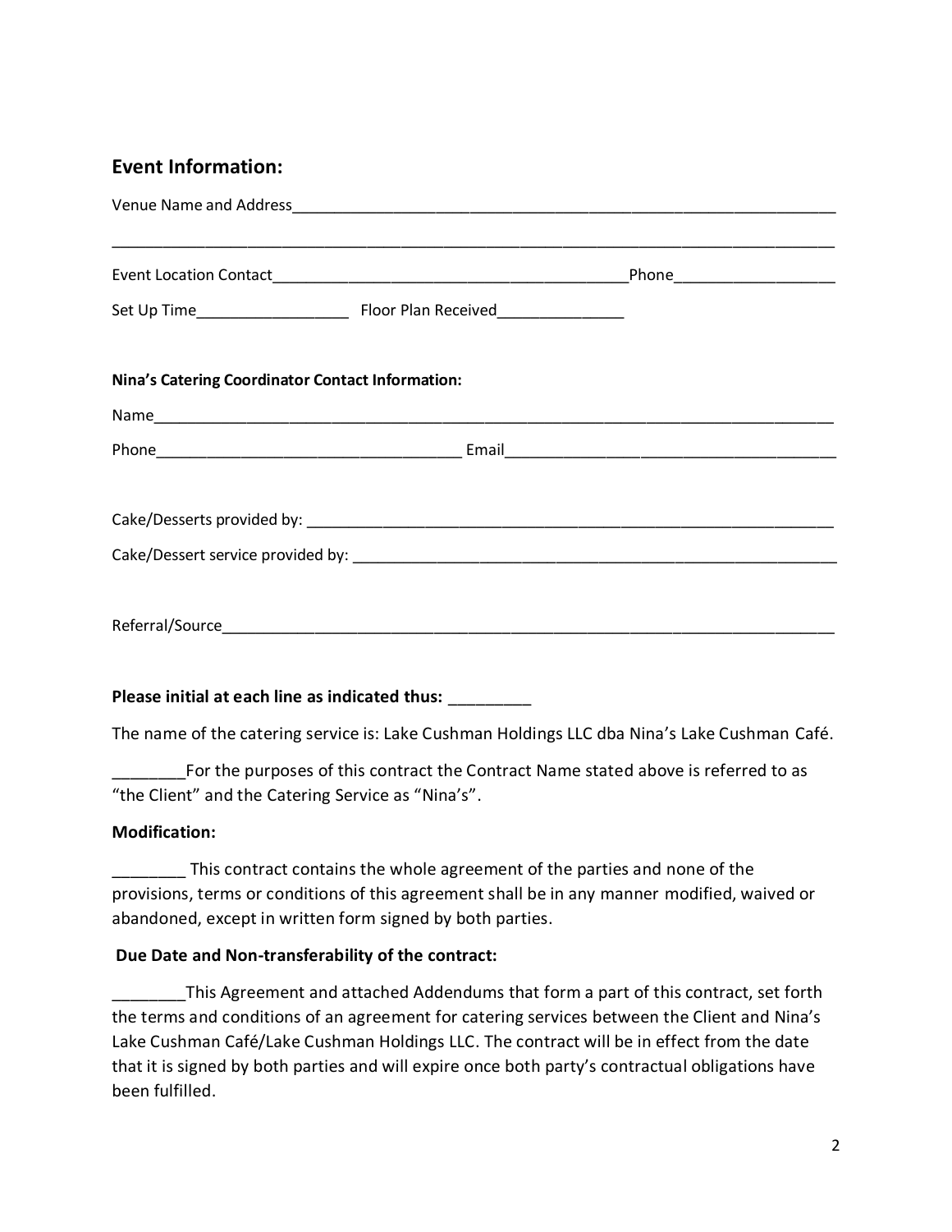## Event Information:

Venue Name and Address_______________________________________________________________

_______________________________________________________________________________

Event Location Contact_________________________________________Phone__________________

Set Up Time_________________ Floor Plan Received______________

**Nina's Catering Coordinator Contact Information:**

Name__________________________________________________________________________

Phone___________________________________ Email______________________________________

Cake/Desserts provided by: _____________________________________________________________

Cake/Dessert service provided by: _______________________________________________________

Referral/Source_________________________________________________________________________

**Please initial at each line as indicated thus: _________**

The name of the catering service is: Lake Cushman Holdings LLC dba Nina's Lake Cushman Café.

________For the purposes of this contract the Contract Name stated above is referred to as "the Client" and the Catering Service as "Nina's".

**Modification:**

________ This contract contains the whole agreement of the parties and none of the provisions, terms or conditions of this agreement shall be in any manner modified, waived or abandoned, except in written form signed by both parties.

**Due Date and Non-transferability of the contract:**

________This Agreement and attached Addendums that form a part of this contract, set forth the terms and conditions of an agreement for catering services between the Client and Nina's Lake Cushman Café/Lake Cushman Holdings LLC. The contract will be in effect from the date that it is signed by both parties and will expire once both party's contractual obligations have been fulfilled.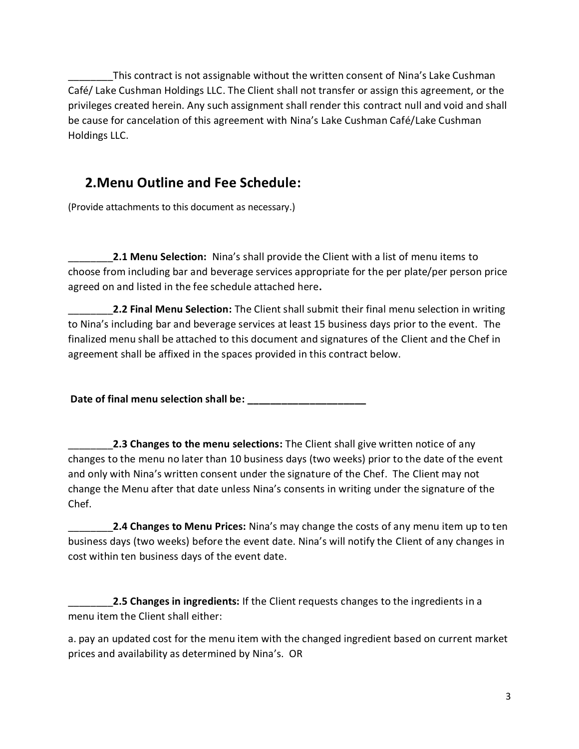________This contract is not assignable without the written consent of Nina's Lake Cushman Café/ Lake Cushman Holdings LLC. The Client shall not transfer or assign this agreement, or the privileges created herein. Any such assignment shall render this contract null and void and shall be cause for cancelation of this agreement with Nina's Lake Cushman Café/Lake Cushman Holdings LLC.

## 2.Menu Outline and Fee Schedule:

(Provide attachments to this document as necessary.)

________**2.1 Menu Selection:** Nina's shall provide the Client with a list of menu items to choose from including bar and beverage services appropriate for the per plate/per person price agreed on and listed in the fee schedule attached here**.**

________**2.2 Final Menu Selection:** The Client shall submit their final menu selection in writing to Nina's including bar and beverage services at least 15 business days prior to the event. The finalized menu shall be attached to this document and signatures of the Client and the Chef in agreement shall be affixed in the spaces provided in this contract below.

**Date of final menu selection shall be: ______________________**

________**2.3 Changes to the menu selections:** The Client shall give written notice of any changes to the menu no later than 10 business days (two weeks) prior to the date of the event and only with Nina's written consent under the signature of the Chef. The Client may not change the Menu after that date unless Nina's consents in writing under the signature of the Chef.

________**2.4 Changes to Menu Prices:** Nina's may change the costs of any menu item up to ten business days (two weeks) before the event date. Nina's will notify the Client of any changes in cost within ten business days of the event date.

________**2.5 Changes in ingredients:** If the Client requests changes to the ingredients in a menu item the Client shall either:

a. pay an updated cost for the menu item with the changed ingredient based on current market prices and availability as determined by Nina's. OR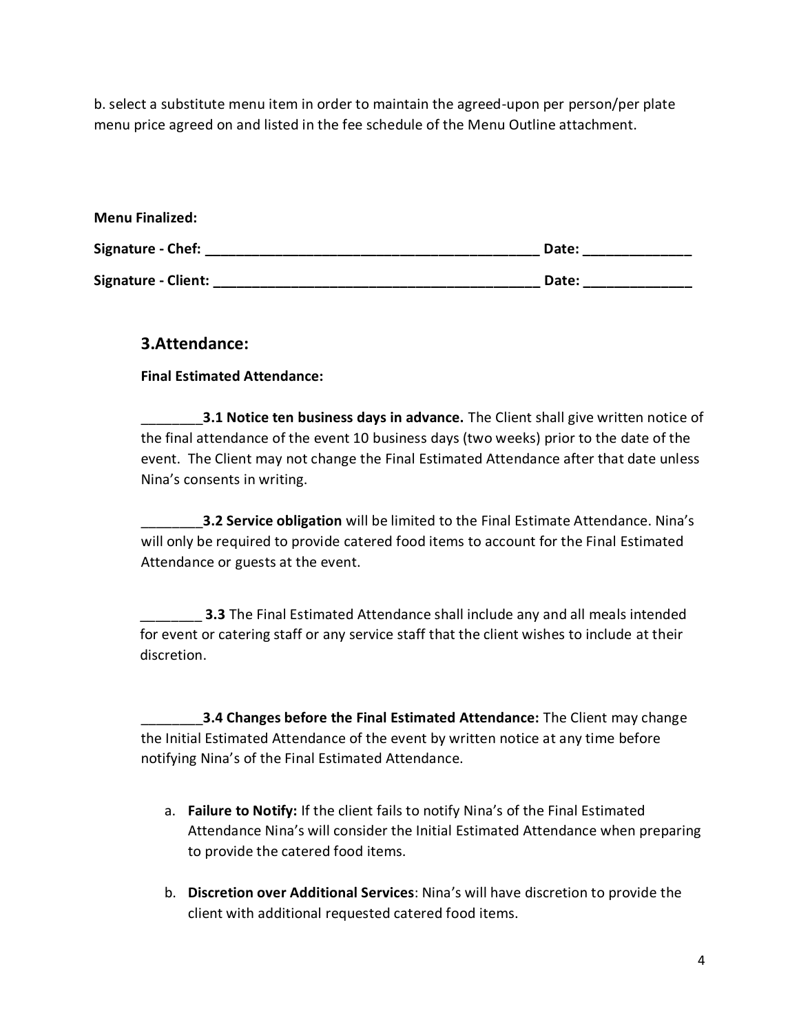b. select a substitute menu item in order to maintain the agreed-upon per person/per plate menu price agreed on and listed in the fee schedule of the Menu Outline attachment.

**Menu Finalized:**

**Signature - Chef: ____________________________________________ Date: ______________**

**Signature - Client: __________________________________________ Date: ______________**

## 3.Attendance:

**Final Estimated Attendance:**

________**3.1 Notice ten business days in advance.** The Client shall give written notice of the final attendance of the event 10 business days (two weeks) prior to the date of the event. The Client may not change the Final Estimated Attendance after that date unless Nina's consents in writing.

________**3.2 Service obligation** will be limited to the Final Estimate Attendance. Nina's will only be required to provide catered food items to account for the Final Estimated Attendance or guests at the event.

________ **3.3** The Final Estimated Attendance shall include any and all meals intended for event or catering staff or any service staff that the client wishes to include at their discretion.

________**3.4 Changes before the Final Estimated Attendance:** The Client may change the Initial Estimated Attendance of the event by written notice at any time before notifying Nina's of the Final Estimated Attendance.

a. **Failure to Notify:** If the client fails to notify Nina's of the Final Estimated Attendance Nina's will consider the Initial Estimated Attendance when preparing to provide the catered food items.

b. **Discretion over Additional Services**: Nina's will have discretion to provide the client with additional requested catered food items.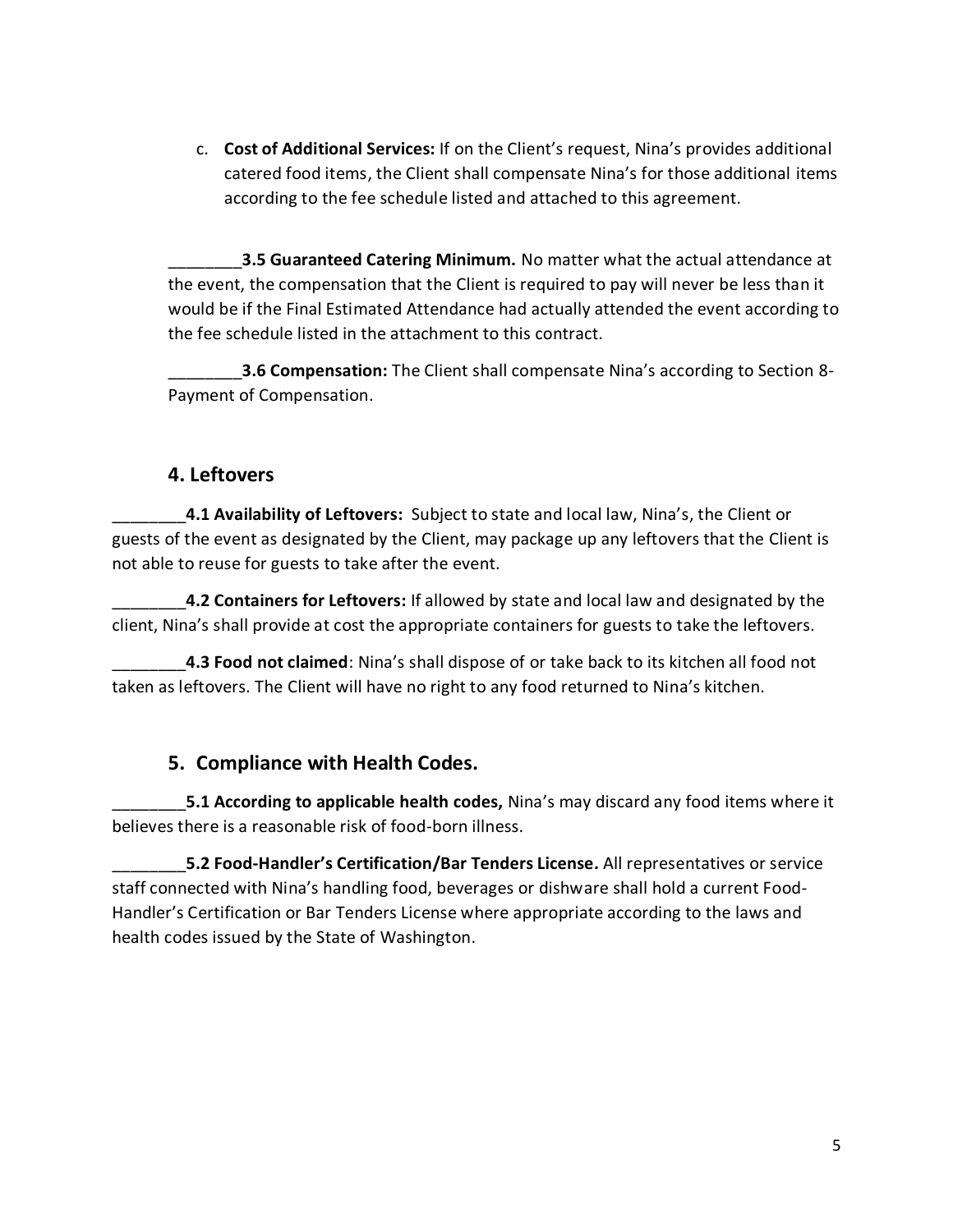c. **Cost of Additional Services:** If on the Client's request, Nina's provides additional catered food items, the Client shall compensate Nina's for those additional items according to the fee schedule listed and attached to this agreement.

________**3.5 Guaranteed Catering Minimum.** No matter what the actual attendance at the event, the compensation that the Client is required to pay will never be less than it would be if the Final Estimated Attendance had actually attended the event according to the fee schedule listed in the attachment to this contract.

________**3.6 Compensation:** The Client shall compensate Nina's according to Section 8- Payment of Compensation.

## 4. Leftovers

________**4.1 Availability of Leftovers:** Subject to state and local law, Nina's, the Client or guests of the event as designated by the Client, may package up any leftovers that the Client is not able to reuse for guests to take after the event.

________**4.2 Containers for Leftovers:** If allowed by state and local law and designated by the client, Nina's shall provide at cost the appropriate containers for guests to take the leftovers.

________**4.3 Food not claimed**: Nina's shall dispose of or take back to its kitchen all food not taken as leftovers. The Client will have no right to any food returned to Nina's kitchen.

## 5. Compliance with Health Codes.

________**5.1 According to applicable health codes,** Nina's may discard any food items where it believes there is a reasonable risk of food-born illness.

________**5.2 Food-Handler's Certification/Bar Tenders License.** All representatives or service staff connected with Nina's handling food, beverages or dishware shall hold a current Food-Handler's Certification or Bar Tenders License where appropriate according to the laws and health codes issued by the State of Washington.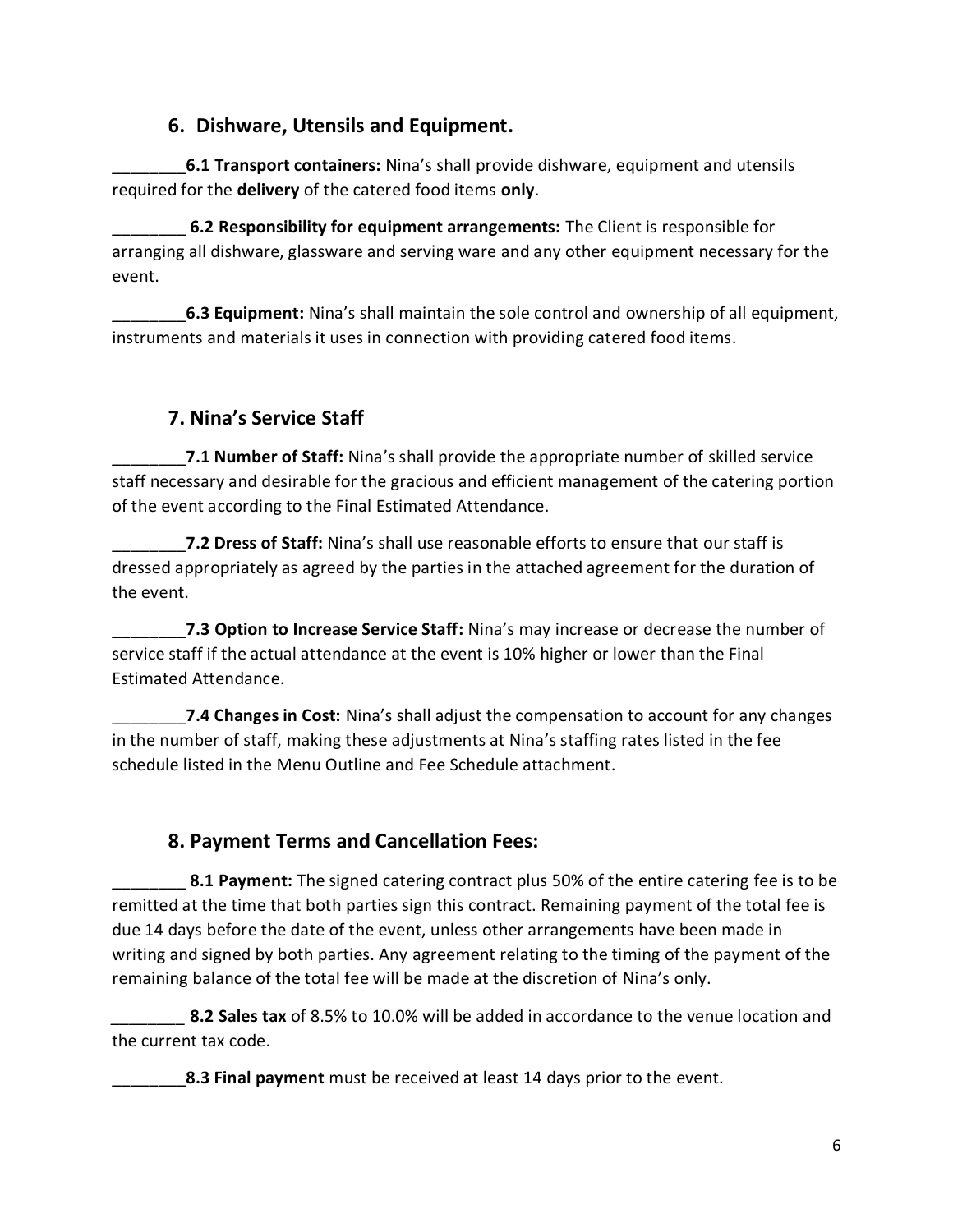## 6. Dishware, Utensils and Equipment.

________**6.1 Transport containers:** Nina's shall provide dishware, equipment and utensils required for the **delivery** of the catered food items **only**.

________ **6.2 Responsibility for equipment arrangements:** The Client is responsible for arranging all dishware, glassware and serving ware and any other equipment necessary for the event.

________**6.3 Equipment:** Nina's shall maintain the sole control and ownership of all equipment, instruments and materials it uses in connection with providing catered food items.

## 7. Nina's Service Staff

________**7.1 Number of Staff:** Nina's shall provide the appropriate number of skilled service staff necessary and desirable for the gracious and efficient management of the catering portion of the event according to the Final Estimated Attendance.

________**7.2 Dress of Staff:** Nina's shall use reasonable efforts to ensure that our staff is dressed appropriately as agreed by the parties in the attached agreement for the duration of the event.

________**7.3 Option to Increase Service Staff:** Nina's may increase or decrease the number of service staff if the actual attendance at the event is 10% higher or lower than the Final Estimated Attendance.

________**7.4 Changes in Cost:** Nina's shall adjust the compensation to account for any changes in the number of staff, making these adjustments at Nina's staffing rates listed in the fee schedule listed in the Menu Outline and Fee Schedule attachment.

## 8. Payment Terms and Cancellation Fees:

________ **8.1 Payment:** The signed catering contract plus 50% of the entire catering fee is to be remitted at the time that both parties sign this contract. Remaining payment of the total fee is due 14 days before the date of the event, unless other arrangements have been made in writing and signed by both parties. Any agreement relating to the timing of the payment of the remaining balance of the total fee will be made at the discretion of Nina's only.

________ **8.2 Sales tax** of 8.5% to 10.0% will be added in accordance to the venue location and the current tax code.

________**8.3 Final payment** must be received at least 14 days prior to the event.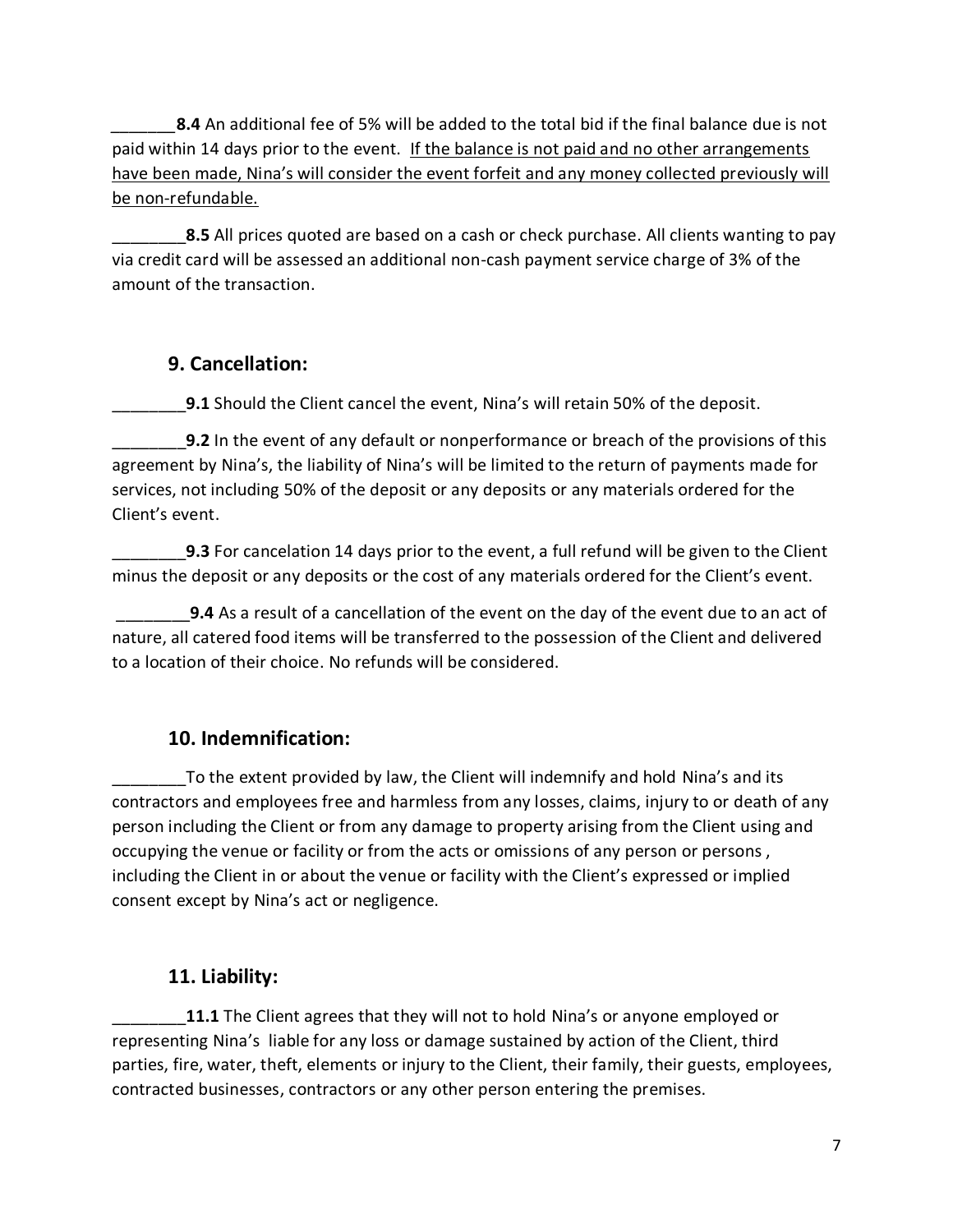_______**8.4** An additional fee of 5% will be added to the total bid if the final balance due is not paid within 14 days prior to the event. <u>If the balance is not paid and no other arrangements have been made, Nina's will consider the event forfeit and any money collected previously will be non-refundable.</u>

________**8.5** All prices quoted are based on a cash or check purchase. All clients wanting to pay via credit card will be assessed an additional non-cash payment service charge of 3% of the amount of the transaction.

## 9. Cancellation:

________**9.1** Should the Client cancel the event, Nina's will retain 50% of the deposit.

________**9.2** In the event of any default or nonperformance or breach of the provisions of this agreement by Nina's, the liability of Nina's will be limited to the return of payments made for services, not including 50% of the deposit or any deposits or any materials ordered for the Client's event.

________**9.3** For cancelation 14 days prior to the event, a full refund will be given to the Client minus the deposit or any deposits or the cost of any materials ordered for the Client's event.

________**9.4** As a result of a cancellation of the event on the day of the event due to an act of nature, all catered food items will be transferred to the possession of the Client and delivered to a location of their choice. No refunds will be considered.

## 10. Indemnification:

________To the extent provided by law, the Client will indemnify and hold Nina's and its contractors and employees free and harmless from any losses, claims, injury to or death of any person including the Client or from any damage to property arising from the Client using and occupying the venue or facility or from the acts or omissions of any person or persons , including the Client in or about the venue or facility with the Client's expressed or implied consent except by Nina's act or negligence.

## 11. Liability:

________**11.1** The Client agrees that they will not to hold Nina's or anyone employed or representing Nina's liable for any loss or damage sustained by action of the Client, third parties, fire, water, theft, elements or injury to the Client, their family, their guests, employees, contracted businesses, contractors or any other person entering the premises.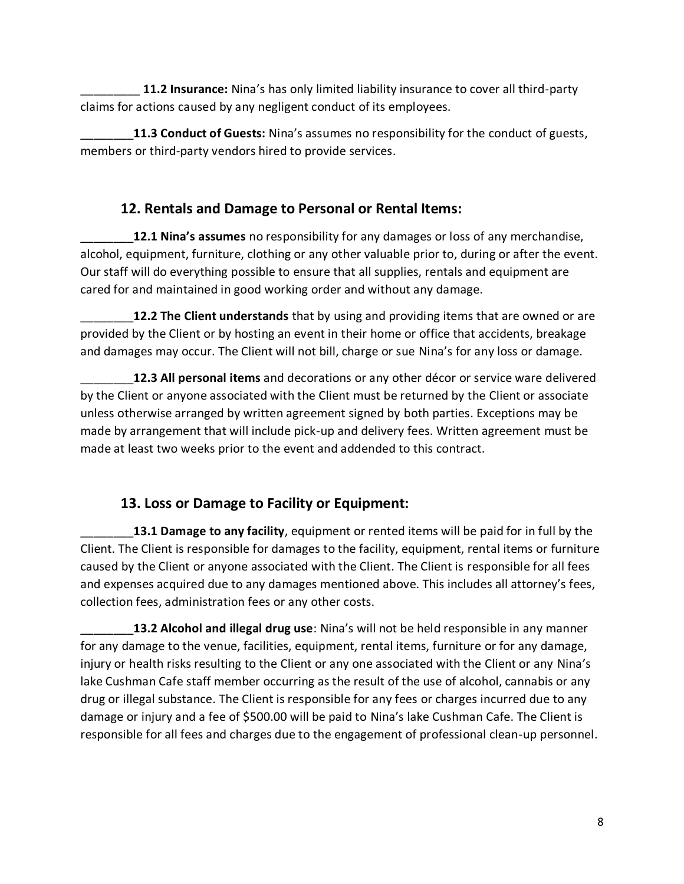_________ **11.2 Insurance:** Nina's has only limited liability insurance to cover all third-party claims for actions caused by any negligent conduct of its employees.

________**11.3 Conduct of Guests:** Nina's assumes no responsibility for the conduct of guests, members or third-party vendors hired to provide services.

## 12. Rentals and Damage to Personal or Rental Items:

________**12.1 Nina's assumes** no responsibility for any damages or loss of any merchandise, alcohol, equipment, furniture, clothing or any other valuable prior to, during or after the event. Our staff will do everything possible to ensure that all supplies, rentals and equipment are cared for and maintained in good working order and without any damage.

________**12.2 The Client understands** that by using and providing items that are owned or are provided by the Client or by hosting an event in their home or office that accidents, breakage and damages may occur. The Client will not bill, charge or sue Nina's for any loss or damage.

________**12.3 All personal items** and decorations or any other décor or service ware delivered by the Client or anyone associated with the Client must be returned by the Client or associate unless otherwise arranged by written agreement signed by both parties. Exceptions may be made by arrangement that will include pick-up and delivery fees. Written agreement must be made at least two weeks prior to the event and addended to this contract.

## 13. Loss or Damage to Facility or Equipment:

________**13.1 Damage to any facility**, equipment or rented items will be paid for in full by the Client. The Client is responsible for damages to the facility, equipment, rental items or furniture caused by the Client or anyone associated with the Client. The Client is responsible for all fees and expenses acquired due to any damages mentioned above. This includes all attorney's fees, collection fees, administration fees or any other costs.

________**13.2 Alcohol and illegal drug use**: Nina's will not be held responsible in any manner for any damage to the venue, facilities, equipment, rental items, furniture or for any damage, injury or health risks resulting to the Client or any one associated with the Client or any Nina's lake Cushman Cafe staff member occurring as the result of the use of alcohol, cannabis or any drug or illegal substance. The Client is responsible for any fees or charges incurred due to any damage or injury and a fee of $500.00 will be paid to Nina's lake Cushman Cafe. The Client is responsible for all fees and charges due to the engagement of professional clean-up personnel.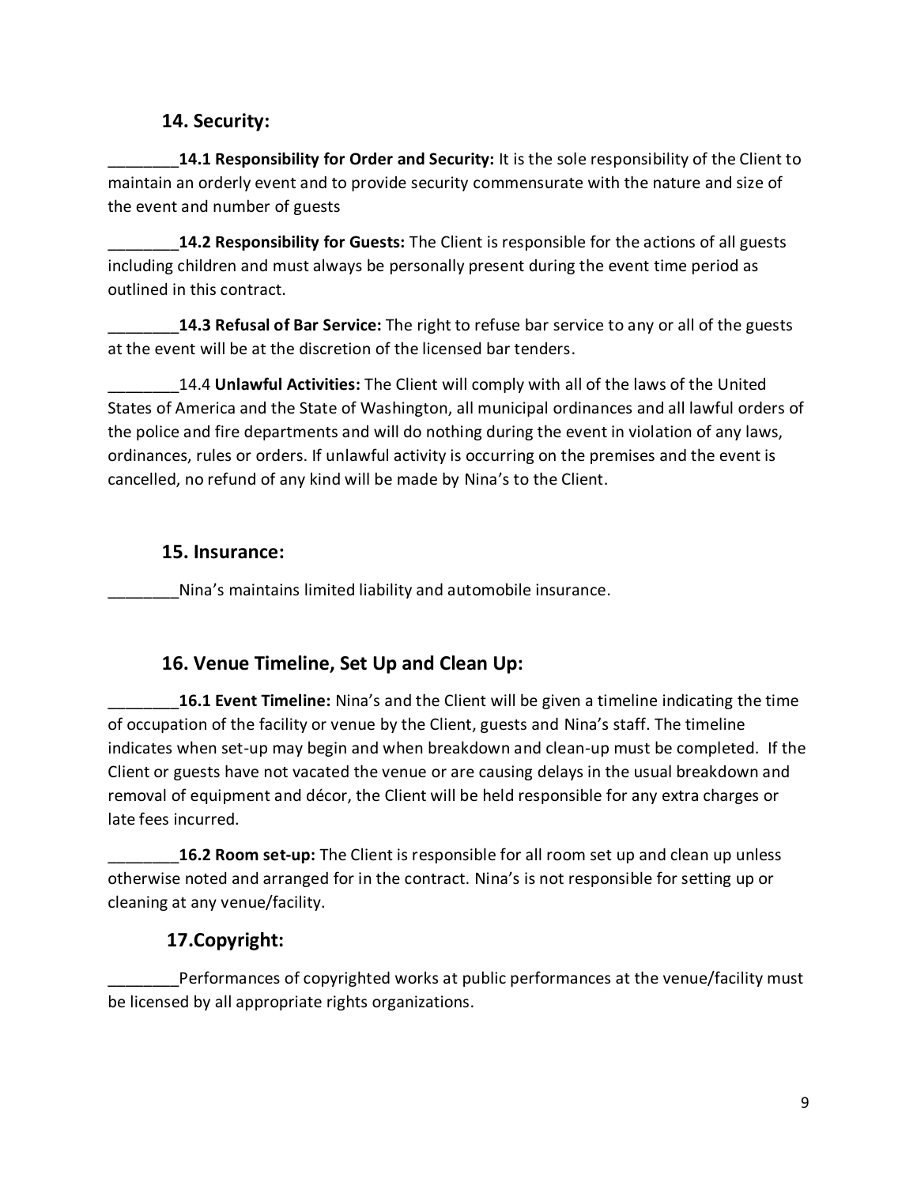## 14. Security:

________**14.1 Responsibility for Order and Security:** It is the sole responsibility of the Client to maintain an orderly event and to provide security commensurate with the nature and size of the event and number of guests

________**14.2 Responsibility for Guests:** The Client is responsible for the actions of all guests including children and must always be personally present during the event time period as outlined in this contract.

________**14.3 Refusal of Bar Service:** The right to refuse bar service to any or all of the guests at the event will be at the discretion of the licensed bar tenders.

________14.4 **Unlawful Activities:** The Client will comply with all of the laws of the United States of America and the State of Washington, all municipal ordinances and all lawful orders of the police and fire departments and will do nothing during the event in violation of any laws, ordinances, rules or orders. If unlawful activity is occurring on the premises and the event is cancelled, no refund of any kind will be made by Nina's to the Client.

## 15. Insurance:

________Nina's maintains limited liability and automobile insurance.

## 16. Venue Timeline, Set Up and Clean Up:

________**16.1 Event Timeline:** Nina's and the Client will be given a timeline indicating the time of occupation of the facility or venue by the Client, guests and Nina's staff. The timeline indicates when set-up may begin and when breakdown and clean-up must be completed. If the Client or guests have not vacated the venue or are causing delays in the usual breakdown and removal of equipment and décor, the Client will be held responsible for any extra charges or late fees incurred.

________**16.2 Room set-up:** The Client is responsible for all room set up and clean up unless otherwise noted and arranged for in the contract. Nina's is not responsible for setting up or cleaning at any venue/facility.

## 17.Copyright:

________Performances of copyrighted works at public performances at the venue/facility must be licensed by all appropriate rights organizations.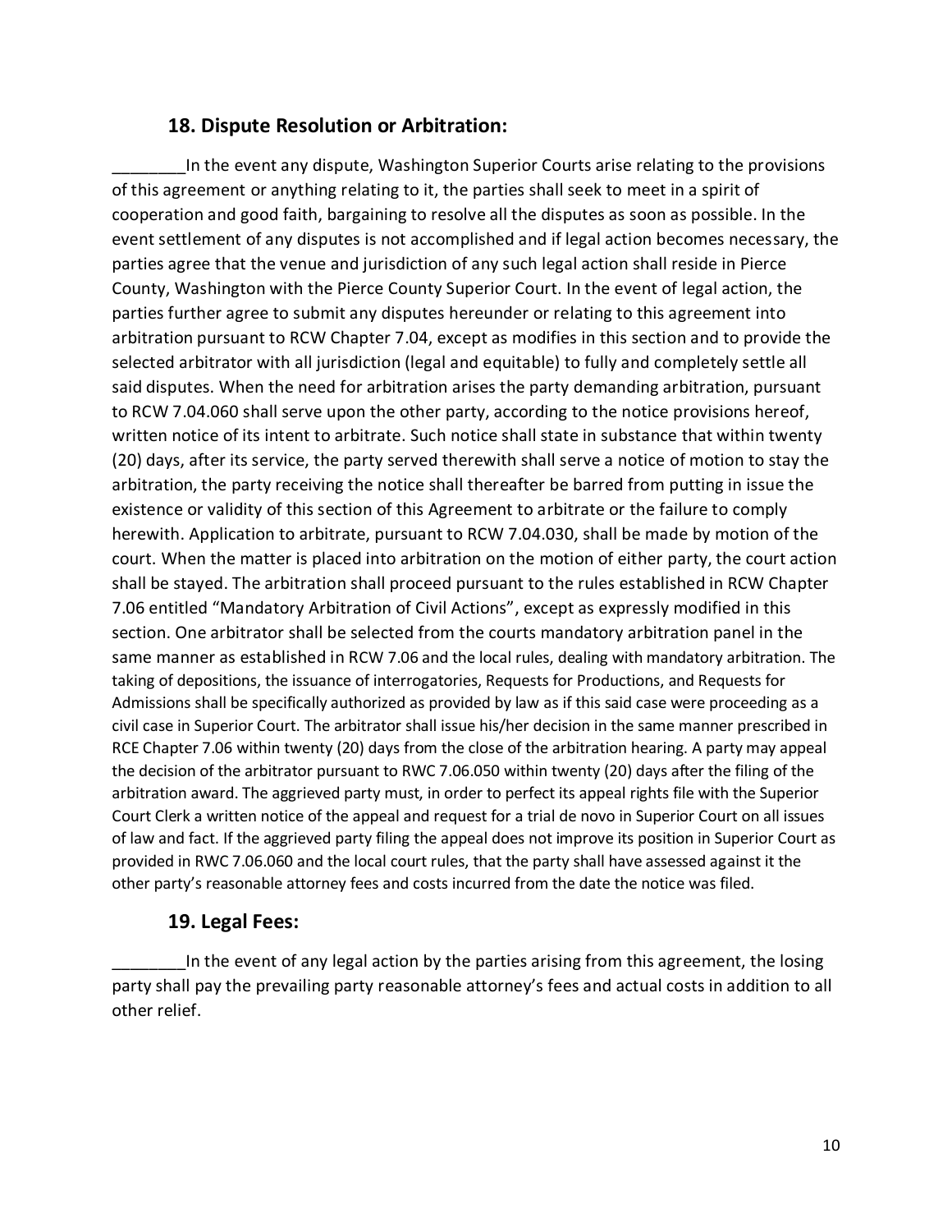### 18. Dispute Resolution or Arbitration:

________In the event any dispute, Washington Superior Courts arise relating to the provisions of this agreement or anything relating to it, the parties shall seek to meet in a spirit of cooperation and good faith, bargaining to resolve all the disputes as soon as possible. In the event settlement of any disputes is not accomplished and if legal action becomes necessary, the parties agree that the venue and jurisdiction of any such legal action shall reside in Pierce County, Washington with the Pierce County Superior Court. In the event of legal action, the parties further agree to submit any disputes hereunder or relating to this agreement into arbitration pursuant to RCW Chapter 7.04, except as modifies in this section and to provide the selected arbitrator with all jurisdiction (legal and equitable) to fully and completely settle all said disputes. When the need for arbitration arises the party demanding arbitration, pursuant to RCW 7.04.060 shall serve upon the other party, according to the notice provisions hereof, written notice of its intent to arbitrate. Such notice shall state in substance that within twenty (20) days, after its service, the party served therewith shall serve a notice of motion to stay the arbitration, the party receiving the notice shall thereafter be barred from putting in issue the existence or validity of this section of this Agreement to arbitrate or the failure to comply herewith. Application to arbitrate, pursuant to RCW 7.04.030, shall be made by motion of the court. When the matter is placed into arbitration on the motion of either party, the court action shall be stayed. The arbitration shall proceed pursuant to the rules established in RCW Chapter 7.06 entitled "Mandatory Arbitration of Civil Actions", except as expressly modified in this section. One arbitrator shall be selected from the courts mandatory arbitration panel in the same manner as established in RCW 7.06 and the local rules, dealing with mandatory arbitration. The taking of depositions, the issuance of interrogatories, Requests for Productions, and Requests for Admissions shall be specifically authorized as provided by law as if this said case were proceeding as a civil case in Superior Court. The arbitrator shall issue his/her decision in the same manner prescribed in RCE Chapter 7.06 within twenty (20) days from the close of the arbitration hearing. A party may appeal the decision of the arbitrator pursuant to RWC 7.06.050 within twenty (20) days after the filing of the arbitration award. The aggrieved party must, in order to perfect its appeal rights file with the Superior Court Clerk a written notice of the appeal and request for a trial de novo in Superior Court on all issues of law and fact. If the aggrieved party filing the appeal does not improve its position in Superior Court as provided in RWC 7.06.060 and the local court rules, that the party shall have assessed against it the other party's reasonable attorney fees and costs incurred from the date the notice was filed.

### 19. Legal Fees:

________In the event of any legal action by the parties arising from this agreement, the losing party shall pay the prevailing party reasonable attorney's fees and actual costs in addition to all other relief.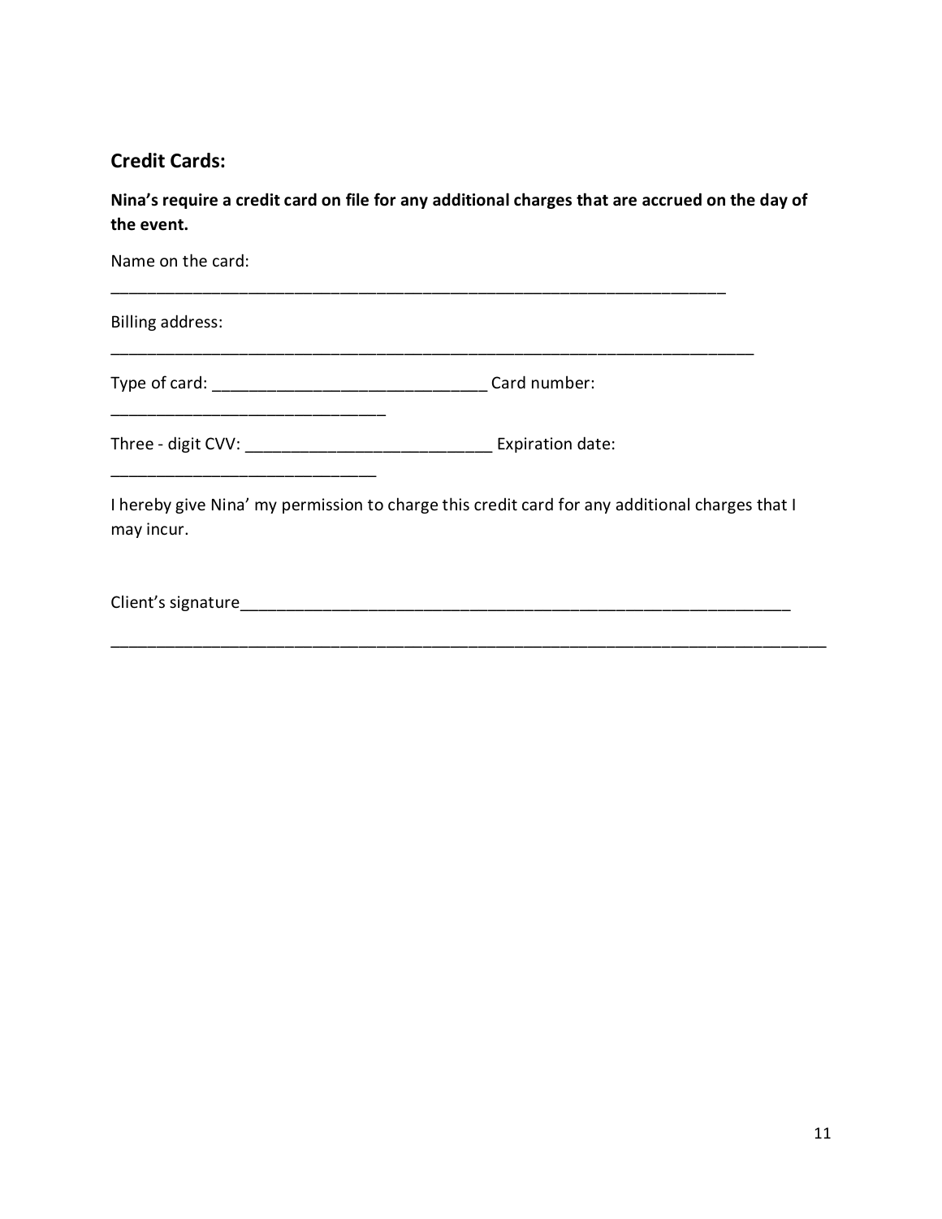## Credit Cards:

**Nina's require a credit card on file for any additional charges that are accrued on the day of the event.**

Name on the card:

_____________________________________________________________________

Billing address:

________________________________________________________________________

Type of card: ______________________________ Card number:

______________________________

Three - digit CVV: ___________________________ Expiration date:

_____________________________

I hereby give Nina' my permission to charge this credit card for any additional charges that I may incur.

Client's signature_________________________________________________________________

________________________________________________________________________________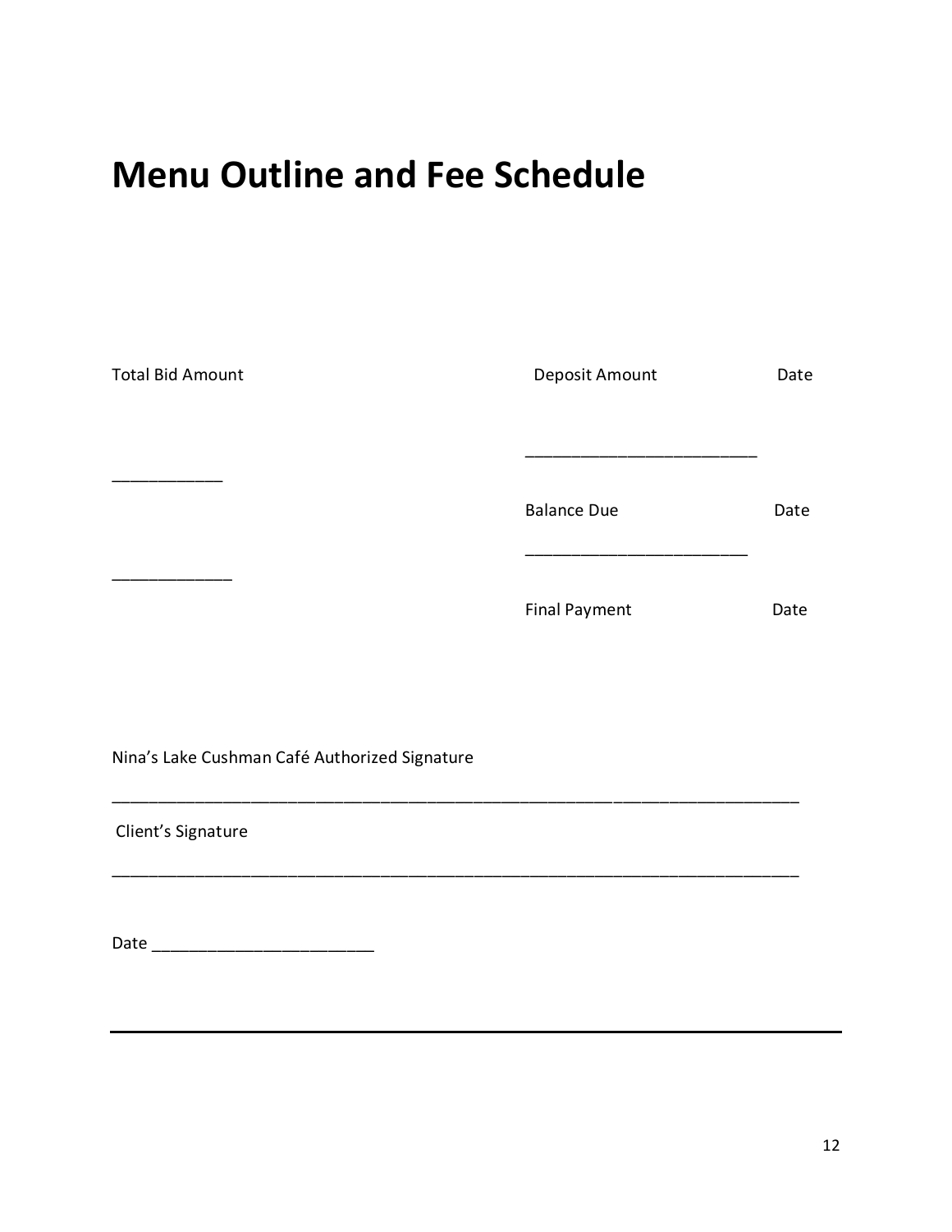# Menu Outline and Fee Schedule

Total Bid Amount

____________

_____________

Deposit Amount Date

_________________________

Balance Due Date

________________________

Final Payment Date

Nina's Lake Cushman Café Authorized Signature

___________________________________________________________________________

Client's Signature

___________________________________________________________________________

Date ________________________